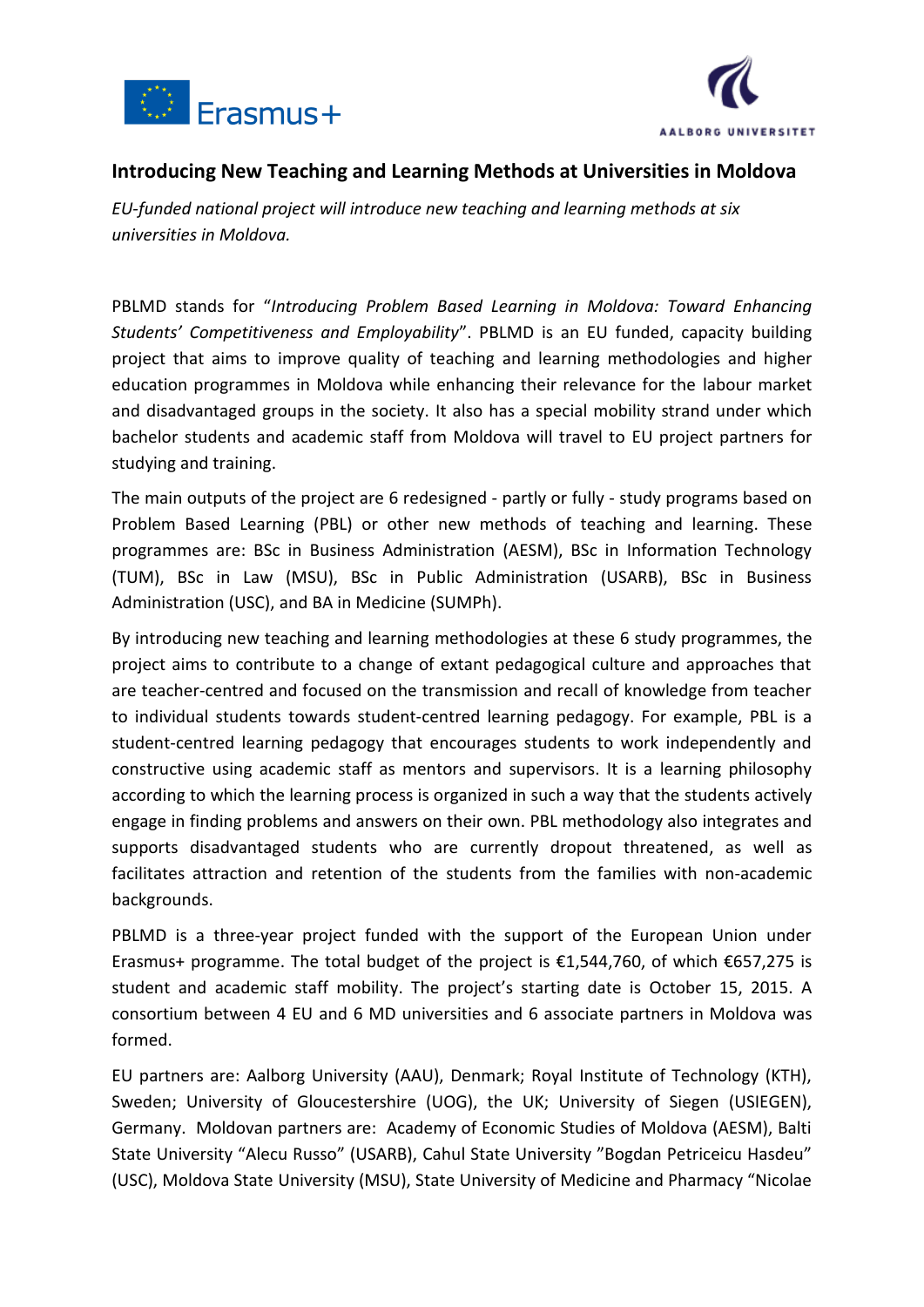## Introducing New Teaching and Learning Methods at Universities in Moldova

*EU-funded national project will introduce new teaching and learning methods at six universities in Moldova.*

PBLMD stands for "*Introducing Problem Based Learning in Moldova: Toward Enhancing Students' Competitiveness and Employability*". PBLMD is an EU funded, capacity building project that aims to improve quality of teaching and learning methodologies and higher education programmes in Moldova while enhancing their relevance for the labour market and disadvantaged groups in the society. It also has a special mobility strand under which bachelor students and academic staff from Moldova will travel to EU project partners for studying and training.

The main outputs of the project are 6 redesigned - partly or fully - study programs based on Problem Based Learning (PBL) or other new methods of teaching and learning. These programmes are: BSc in Business Administration (AESM), BSc in Information Technology (TUM), BSc in Law (MSU), BSc in Public Administration (USARB), BSc in Business Administration (USC), and BA in Medicine (SUMPh).

By introducing new teaching and learning methodologies at these 6 study programmes, the project aims to contribute to a change of extant pedagogical culture and approaches that are teacher-centred and focused on the transmission and recall of knowledge from teacher to individual students towards student-centred learning pedagogy. For example, PBL is a student-centred learning pedagogy that encourages students to work independently and constructive using academic staff as mentors and supervisors. It is a learning philosophy according to which the learning process is organized in such a way that the students actively engage in finding problems and answers on their own. PBL methodology also integrates and supports disadvantaged students who are currently dropout threatened, as well as facilitates attraction and retention of the students from the families with non-academic backgrounds.

PBLMD is a three-year project funded with the support of the European Union under Erasmus+ programme. The total budget of the project is €1,544,760, of which €657,275 is student and academic staff mobility. The project's starting date is October 15, 2015. A consortium between 4 EU and 6 MD universities and 6 associate partners in Moldova was formed.

EU partners are: Aalborg University (AAU), Denmark; Royal Institute of Technology (KTH), Sweden; University of Gloucestershire (UOG), the UK; University of Siegen (USIEGEN), Germany. Moldovan partners are: Academy of Economic Studies of Moldova (AESM), Balti State University "Alecu Russo" (USARB), Cahul State University "Bogdan Petriceicu Hasdeu" (USC), Moldova State University (MSU), State University of Medicine and Pharmacy "Nicolae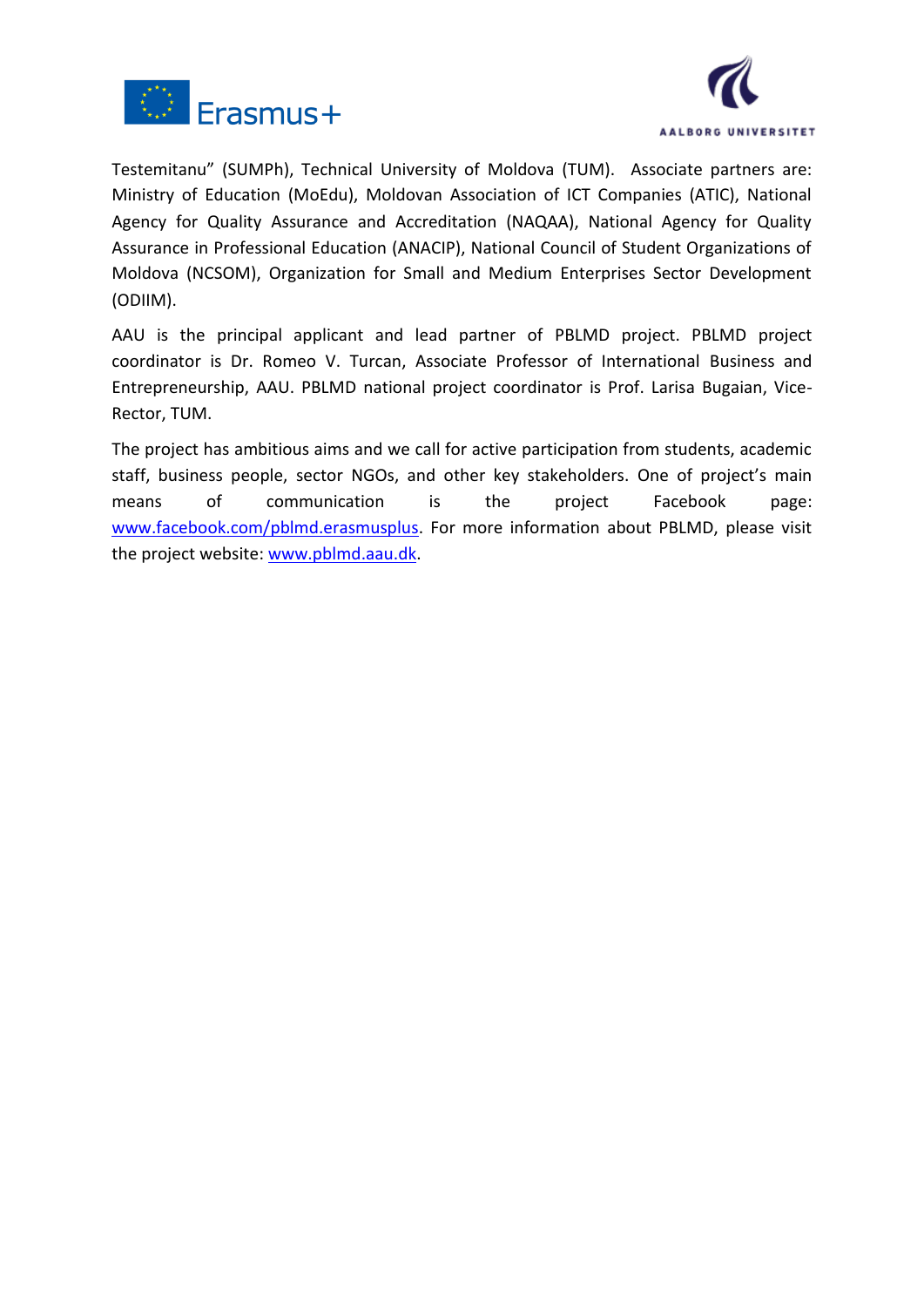Testemitanu" (SUMPh), Technical University of Moldova (TUM). Associate partners are: Ministry of Education (MoEdu), Moldovan Association of ICT Companies (ATIC), National Agency for Quality Assurance and Accreditation (NAQAA), National Agency for Quality Assurance in Professional Education (ANACIP), National Council of Student Organizations of Moldova (NCSOM), Organization for Small and Medium Enterprises Sector Development (ODIIM).

AAU is the principal applicant and lead partner of PBLMD project. PBLMD project coordinator is Dr. Romeo V. Turcan, Associate Professor of International Business and Entrepreneurship, AAU. PBLMD national project coordinator is Prof. Larisa Bugaian, Vice-Rector, TUM.

The project has ambitious aims and we call for active participation from students, academic staff, business people, sector NGOs, and other key stakeholders. One of project's main means of communication is the project Facebook page: [www.facebook.com/pblmd.erasmusplus](http://www.facebook.com/pblmd.erasmusplus). For more information about PBLMD, please visit the project website: [www.pblmd.aau.dk](http://www.pblmd.aau.dk).